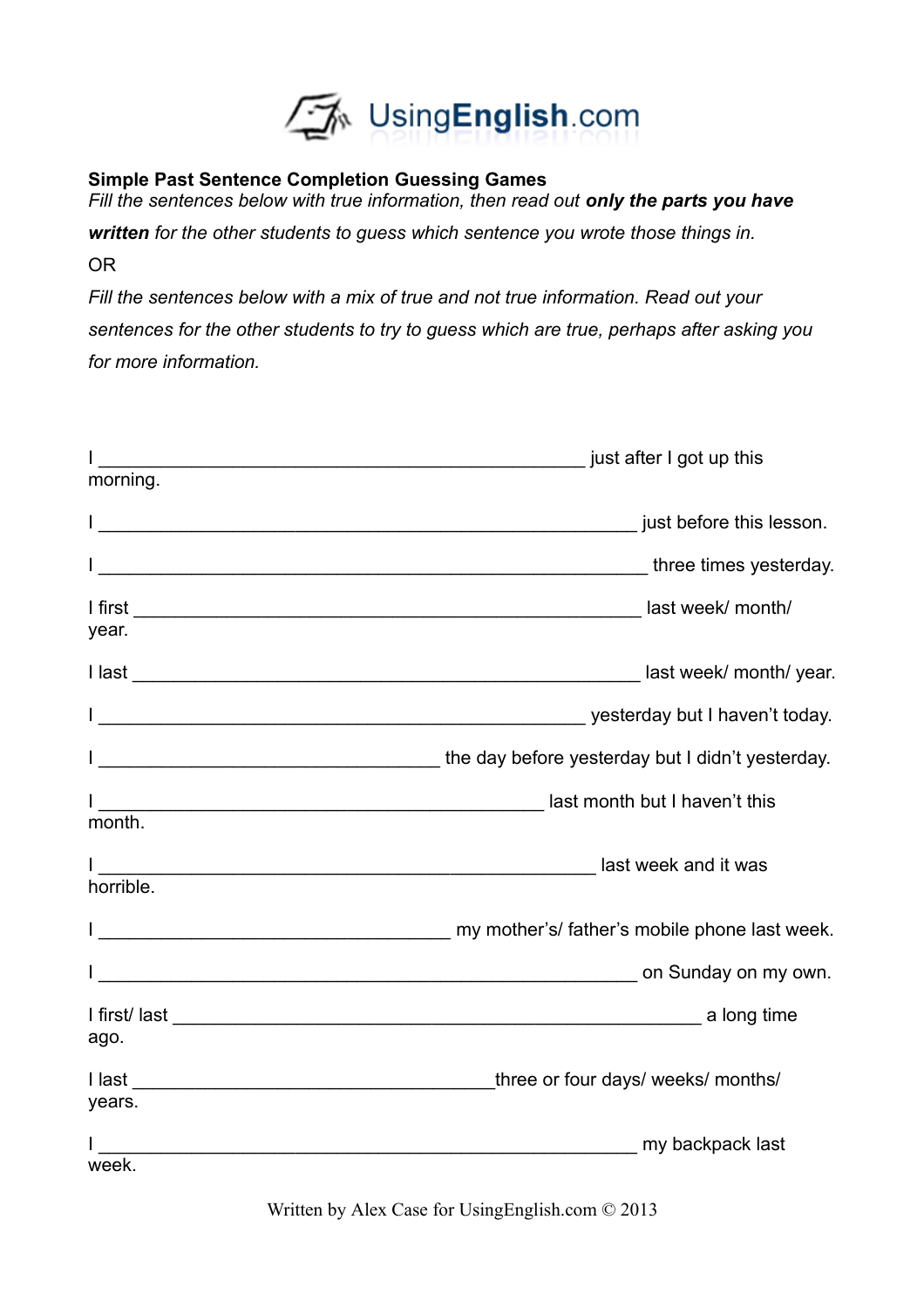UsingEnglish.com

**Simple Past Sentence Completion Guessing Games**

*Fill the sentences below with true information, then read out* ***only the parts you have written*** *for the other students to guess which sentence you wrote those things in.*

OR

*Fill the sentences below with a mix of true and not true information. Read out your sentences for the other students to try to guess which are true, perhaps after asking you for more information.*

I ______________________________________________ just after I got up this morning.

I ___________________________________________________ just before this lesson.

I ____________________________________________________ three times yesterday.

I first ________________________________________________ last week/ month/ year.

I last ________________________________________________ last week/ month/ year.

I ______________________________________________ yesterday but I haven't today.

I ________________________________ the day before yesterday but I didn't yesterday.

I __________________________________________ last month but I haven't this month.

I _______________________________________________ last week and it was horrible.

I _________________________________ my mother's/ father's mobile phone last week.

I ___________________________________________________ on Sunday on my own.

I first/ last __________________________________________________ a long time ago.

I last __________________________________three or four days/ weeks/ months/ years.

I ___________________________________________________ my backpack last week.

Written by Alex Case for UsingEnglish.com © 2013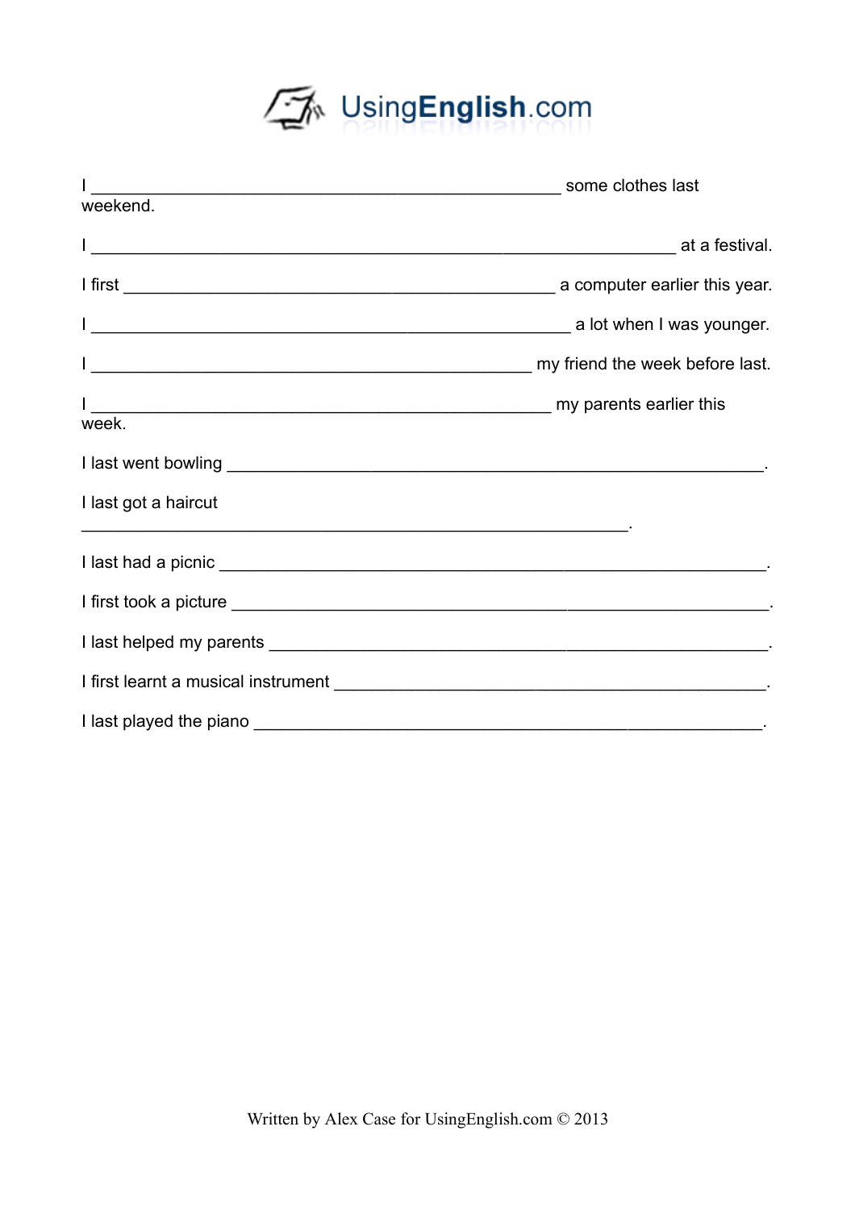I ________________________________________________ some clothes last weekend.

I ____________________________________________________________ at a festival.

I first ____________________________________________ a computer earlier this year.

I _________________________________________________ a lot when I was younger.

I _____________________________________________ my friend the week before last.

I _______________________________________________ my parents earlier this week.

I last went bowling _______________________________________________________.

I last got a haircut _______________________________________________________.

I last had a picnic ________________________________________________________.

I first took a picture ______________________________________________________.

I last helped my parents ___________________________________________________.

I first learnt a musical instrument ___________________________________________.

I last played the piano _____________________________________________________.

Written by Alex Case for UsingEnglish.com © 2013